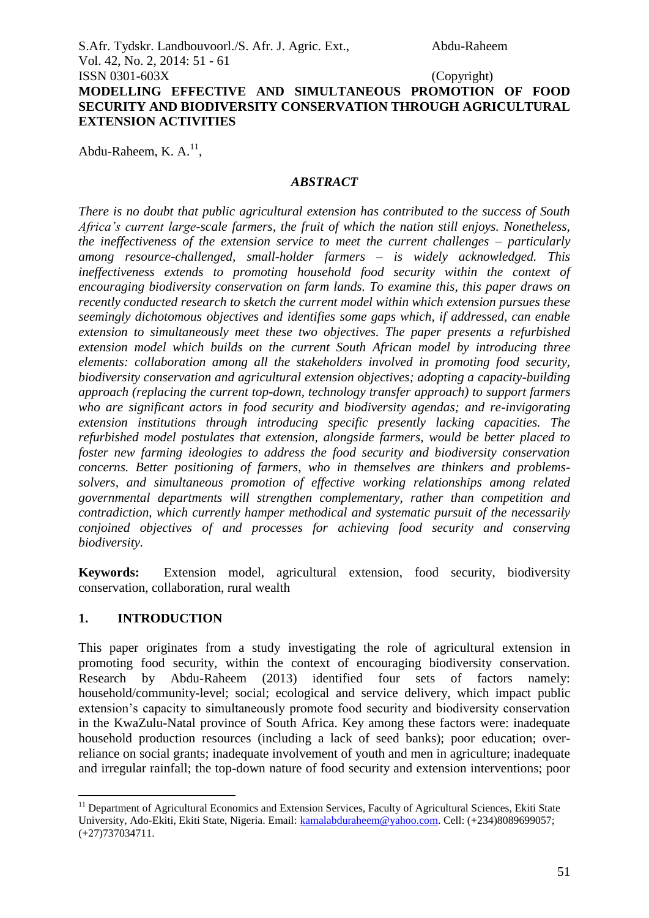# MODELLING EFFECTIVE AND SIMULTANEOUS PROMOTION OF FOOD SECURITY AND BIODIVERSITY CONSERVATION THROUGH AGRICULTURAL EXTENSION ACTIVITIES

Abdu-Raheem, K. A.[11],

### *ABSTRACT*

*There is no doubt that public agricultural extension has contributed to the success of South Africa's current large-scale farmers, the fruit of which the nation still enjoys. Nonetheless, the ineffectiveness of the extension service to meet the current challenges – particularly among resource-challenged, small-holder farmers – is widely acknowledged. This ineffectiveness extends to promoting household food security within the context of encouraging biodiversity conservation on farm lands. To examine this, this paper draws on recently conducted research to sketch the current model within which extension pursues these seemingly dichotomous objectives and identifies some gaps which, if addressed, can enable extension to simultaneously meet these two objectives. The paper presents a refurbished extension model which builds on the current South African model by introducing three elements: collaboration among all the stakeholders involved in promoting food security, biodiversity conservation and agricultural extension objectives; adopting a capacity-building approach (replacing the current top-down, technology transfer approach) to support farmers who are significant actors in food security and biodiversity agendas; and re-invigorating extension institutions through introducing specific presently lacking capacities. The refurbished model postulates that extension, alongside farmers, would be better placed to foster new farming ideologies to address the food security and biodiversity conservation concerns. Better positioning of farmers, who in themselves are thinkers and problems-solvers, and simultaneous promotion of effective working relationships among related governmental departments will strengthen complementary, rather than competition and contradiction, which currently hamper methodical and systematic pursuit of the necessarily conjoined objectives of and processes for achieving food security and conserving biodiversity.*

**Keywords:** Extension model, agricultural extension, food security, biodiversity conservation, collaboration, rural wealth

## 1. INTRODUCTION

This paper originates from a study investigating the role of agricultural extension in promoting food security, within the context of encouraging biodiversity conservation. Research by Abdu-Raheem (2013) identified four sets of factors namely: household/community-level; social; ecological and service delivery, which impact public extension's capacity to simultaneously promote food security and biodiversity conservation in the KwaZulu-Natal province of South Africa. Key among these factors were: inadequate household production resources (including a lack of seed banks); poor education; over-reliance on social grants; inadequate involvement of youth and men in agriculture; inadequate and irregular rainfall; the top-down nature of food security and extension interventions; poor

[11] Department of Agricultural Economics and Extension Services, Faculty of Agricultural Sciences, Ekiti State University, Ado-Ekiti, Ekiti State, Nigeria. Email: kamalabduraheem@yahoo.com. Cell: (+234)8089699057; (+27)737034711.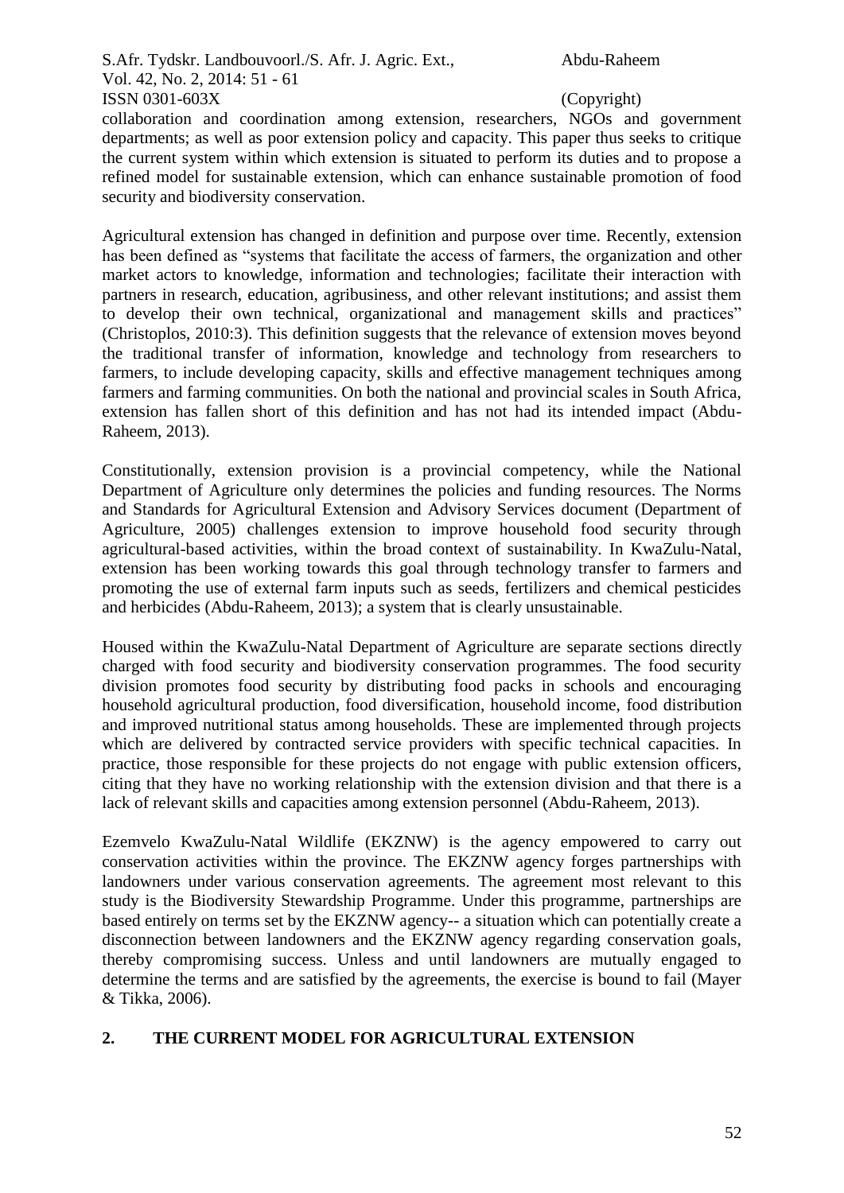collaboration and coordination among extension, researchers, NGOs and government departments; as well as poor extension policy and capacity. This paper thus seeks to critique the current system within which extension is situated to perform its duties and to propose a refined model for sustainable extension, which can enhance sustainable promotion of food security and biodiversity conservation.

Agricultural extension has changed in definition and purpose over time. Recently, extension has been defined as "systems that facilitate the access of farmers, the organization and other market actors to knowledge, information and technologies; facilitate their interaction with partners in research, education, agribusiness, and other relevant institutions; and assist them to develop their own technical, organizational and management skills and practices" (Christoplos, 2010:3). This definition suggests that the relevance of extension moves beyond the traditional transfer of information, knowledge and technology from researchers to farmers, to include developing capacity, skills and effective management techniques among farmers and farming communities. On both the national and provincial scales in South Africa, extension has fallen short of this definition and has not had its intended impact (Abdu-Raheem, 2013).

Constitutionally, extension provision is a provincial competency, while the National Department of Agriculture only determines the policies and funding resources. The Norms and Standards for Agricultural Extension and Advisory Services document (Department of Agriculture, 2005) challenges extension to improve household food security through agricultural-based activities, within the broad context of sustainability. In KwaZulu-Natal, extension has been working towards this goal through technology transfer to farmers and promoting the use of external farm inputs such as seeds, fertilizers and chemical pesticides and herbicides (Abdu-Raheem, 2013); a system that is clearly unsustainable.

Housed within the KwaZulu-Natal Department of Agriculture are separate sections directly charged with food security and biodiversity conservation programmes. The food security division promotes food security by distributing food packs in schools and encouraging household agricultural production, food diversification, household income, food distribution and improved nutritional status among households. These are implemented through projects which are delivered by contracted service providers with specific technical capacities. In practice, those responsible for these projects do not engage with public extension officers, citing that they have no working relationship with the extension division and that there is a lack of relevant skills and capacities among extension personnel (Abdu-Raheem, 2013).

Ezemvelo KwaZulu-Natal Wildlife (EKZNW) is the agency empowered to carry out conservation activities within the province. The EKZNW agency forges partnerships with landowners under various conservation agreements. The agreement most relevant to this study is the Biodiversity Stewardship Programme. Under this programme, partnerships are based entirely on terms set by the EKZNW agency-- a situation which can potentially create a disconnection between landowners and the EKZNW agency regarding conservation goals, thereby compromising success. Unless and until landowners are mutually engaged to determine the terms and are satisfied by the agreements, the exercise is bound to fail (Mayer & Tikka, 2006).

## 2. THE CURRENT MODEL FOR AGRICULTURAL EXTENSION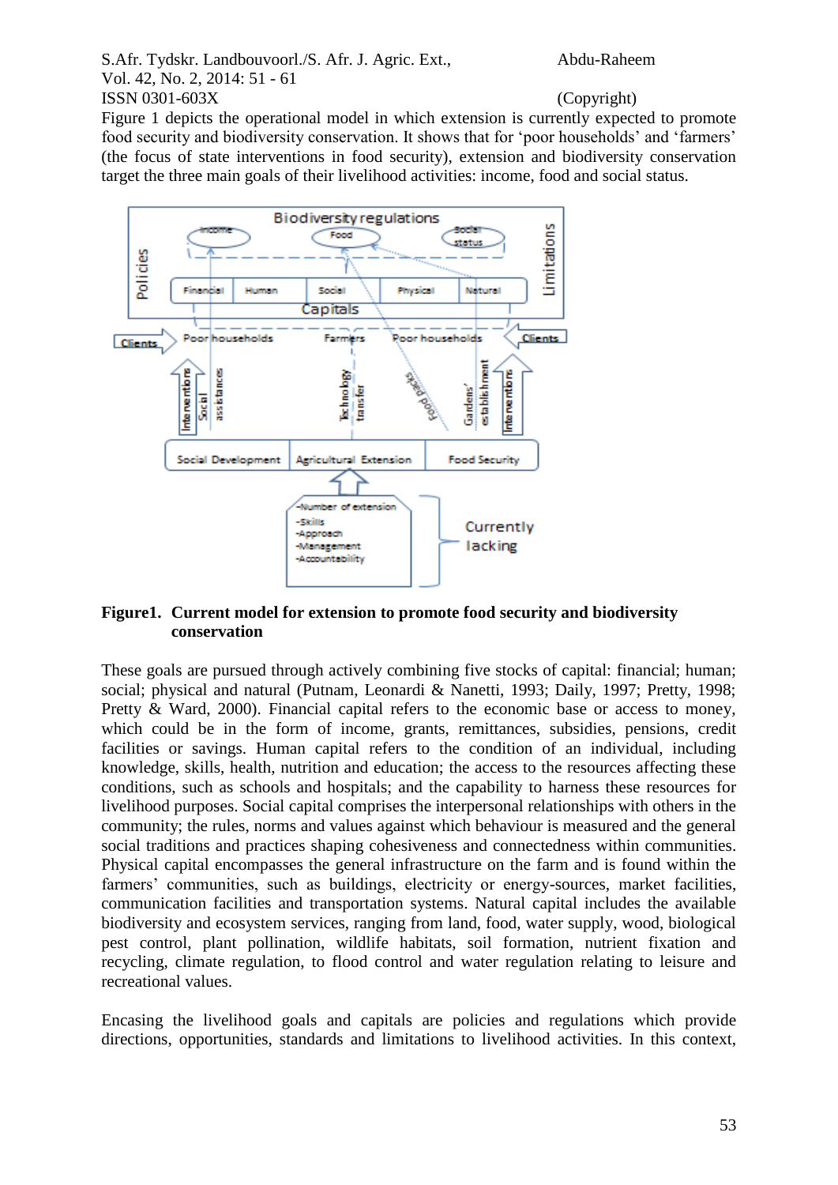Figure 1 depicts the operational model in which extension is currently expected to promote food security and biodiversity conservation. It shows that for ‘poor households’ and ‘farmers’ (the focus of state interventions in food security), extension and biodiversity conservation target the three main goals of their livelihood activities: income, food and social status.

**Figure1. Current model for extension to promote food security and biodiversity conservation**

These goals are pursued through actively combining five stocks of capital: financial; human; social; physical and natural (Putnam, Leonardi & Nanetti, 1993; Daily, 1997; Pretty, 1998; Pretty & Ward, 2000). Financial capital refers to the economic base or access to money, which could be in the form of income, grants, remittances, subsidies, pensions, credit facilities or savings. Human capital refers to the condition of an individual, including knowledge, skills, health, nutrition and education; the access to the resources affecting these conditions, such as schools and hospitals; and the capability to harness these resources for livelihood purposes. Social capital comprises the interpersonal relationships with others in the community; the rules, norms and values against which behaviour is measured and the general social traditions and practices shaping cohesiveness and connectedness within communities. Physical capital encompasses the general infrastructure on the farm and is found within the farmers’ communities, such as buildings, electricity or energy-sources, market facilities, communication facilities and transportation systems. Natural capital includes the available biodiversity and ecosystem services, ranging from land, food, water supply, wood, biological pest control, plant pollination, wildlife habitats, soil formation, nutrient fixation and recycling, climate regulation, to flood control and water regulation relating to leisure and recreational values.

Encasing the livelihood goals and capitals are policies and regulations which provide directions, opportunities, standards and limitations to livelihood activities. In this context,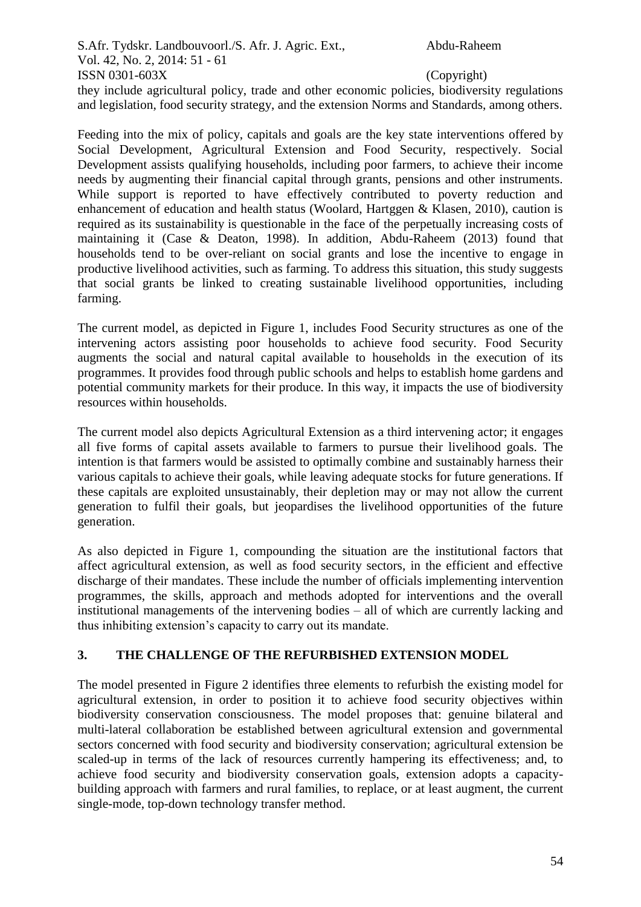they include agricultural policy, trade and other economic policies, biodiversity regulations and legislation, food security strategy, and the extension Norms and Standards, among others.

Feeding into the mix of policy, capitals and goals are the key state interventions offered by Social Development, Agricultural Extension and Food Security, respectively. Social Development assists qualifying households, including poor farmers, to achieve their income needs by augmenting their financial capital through grants, pensions and other instruments. While support is reported to have effectively contributed to poverty reduction and enhancement of education and health status (Woolard, Hartggen & Klasen, 2010), caution is required as its sustainability is questionable in the face of the perpetually increasing costs of maintaining it (Case & Deaton, 1998). In addition, Abdu-Raheem (2013) found that households tend to be over-reliant on social grants and lose the incentive to engage in productive livelihood activities, such as farming. To address this situation, this study suggests that social grants be linked to creating sustainable livelihood opportunities, including farming.

The current model, as depicted in Figure 1, includes Food Security structures as one of the intervening actors assisting poor households to achieve food security. Food Security augments the social and natural capital available to households in the execution of its programmes. It provides food through public schools and helps to establish home gardens and potential community markets for their produce. In this way, it impacts the use of biodiversity resources within households.

The current model also depicts Agricultural Extension as a third intervening actor; it engages all five forms of capital assets available to farmers to pursue their livelihood goals. The intention is that farmers would be assisted to optimally combine and sustainably harness their various capitals to achieve their goals, while leaving adequate stocks for future generations. If these capitals are exploited unsustainably, their depletion may or may not allow the current generation to fulfil their goals, but jeopardises the livelihood opportunities of the future generation.

As also depicted in Figure 1, compounding the situation are the institutional factors that affect agricultural extension, as well as food security sectors, in the efficient and effective discharge of their mandates. These include the number of officials implementing intervention programmes, the skills, approach and methods adopted for interventions and the overall institutional managements of the intervening bodies – all of which are currently lacking and thus inhibiting extension's capacity to carry out its mandate.

## 3. THE CHALLENGE OF THE REFURBISHED EXTENSION MODEL

The model presented in Figure 2 identifies three elements to refurbish the existing model for agricultural extension, in order to position it to achieve food security objectives within biodiversity conservation consciousness. The model proposes that: genuine bilateral and multi-lateral collaboration be established between agricultural extension and governmental sectors concerned with food security and biodiversity conservation; agricultural extension be scaled-up in terms of the lack of resources currently hampering its effectiveness; and, to achieve food security and biodiversity conservation goals, extension adopts a capacity-building approach with farmers and rural families, to replace, or at least augment, the current single-mode, top-down technology transfer method.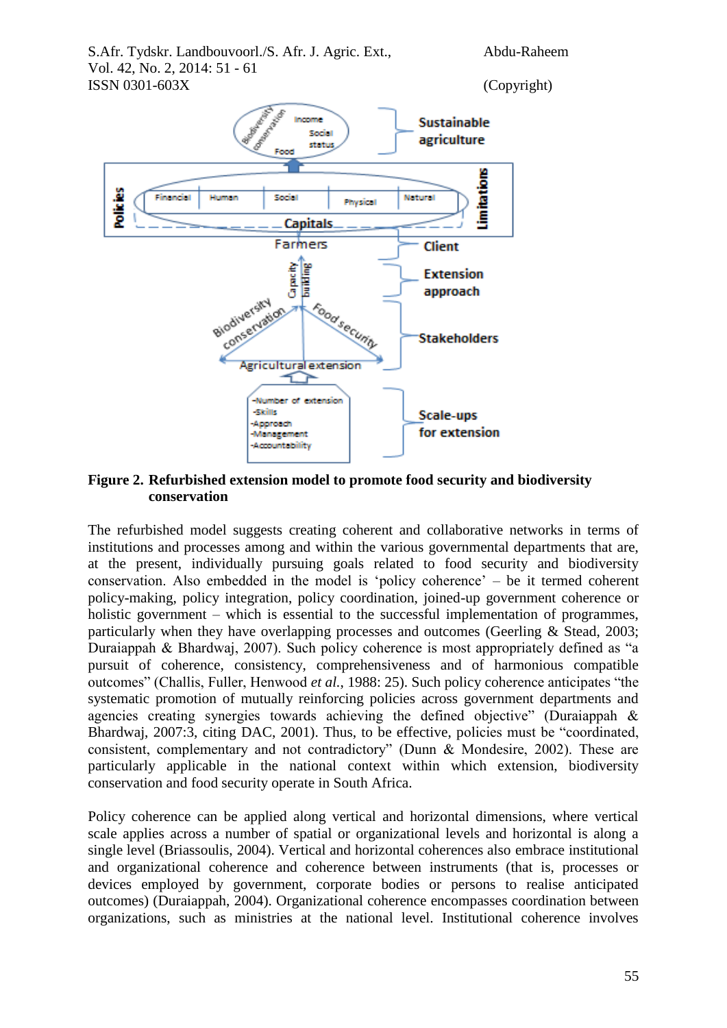**Figure 2. Refurbished extension model to promote food security and biodiversity conservation**

The refurbished model suggests creating coherent and collaborative networks in terms of institutions and processes among and within the various governmental departments that are, at the present, individually pursuing goals related to food security and biodiversity conservation. Also embedded in the model is 'policy coherence' – be it termed coherent policy-making, policy integration, policy coordination, joined-up government coherence or holistic government – which is essential to the successful implementation of programmes, particularly when they have overlapping processes and outcomes (Geerling & Stead, 2003; Duraiappah & Bhardwaj, 2007). Such policy coherence is most appropriately defined as "a pursuit of coherence, consistency, comprehensiveness and of harmonious compatible outcomes" (Challis, Fuller, Henwood *et al.*, 1988: 25). Such policy coherence anticipates "the systematic promotion of mutually reinforcing policies across government departments and agencies creating synergies towards achieving the defined objective" (Duraiappah & Bhardwaj, 2007:3, citing DAC, 2001). Thus, to be effective, policies must be "coordinated, consistent, complementary and not contradictory" (Dunn & Mondesire, 2002). These are particularly applicable in the national context within which extension, biodiversity conservation and food security operate in South Africa.

Policy coherence can be applied along vertical and horizontal dimensions, where vertical scale applies across a number of spatial or organizational levels and horizontal is along a single level (Briassoulis, 2004). Vertical and horizontal coherences also embrace institutional and organizational coherence and coherence between instruments (that is, processes or devices employed by government, corporate bodies or persons to realise anticipated outcomes) (Duraiappah, 2004). Organizational coherence encompasses coordination between organizations, such as ministries at the national level. Institutional coherence involves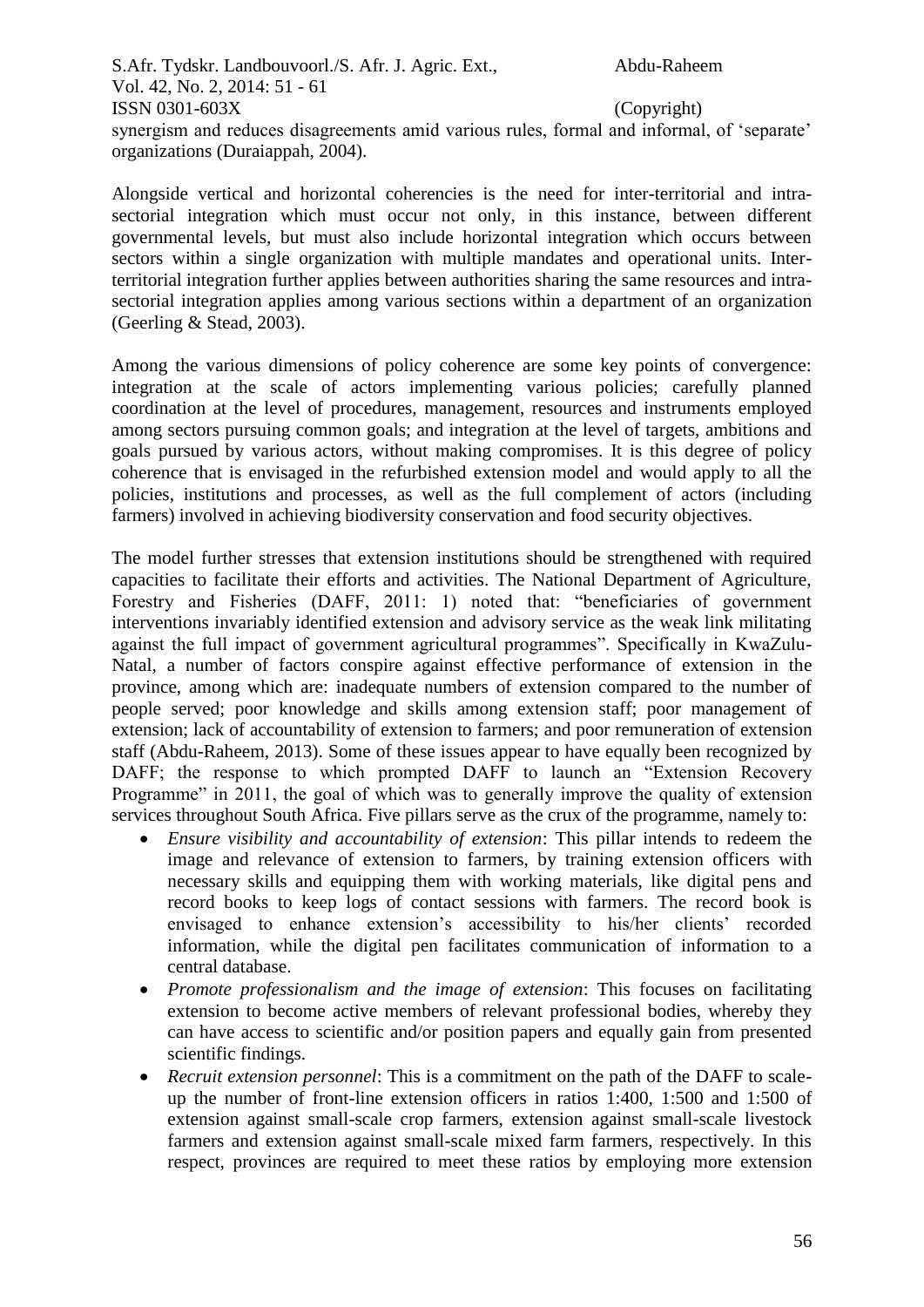synergism and reduces disagreements amid various rules, formal and informal, of 'separate' organizations (Duraiappah, 2004).

Alongside vertical and horizontal coherencies is the need for inter-territorial and intra-sectorial integration which must occur not only, in this instance, between different governmental levels, but must also include horizontal integration which occurs between sectors within a single organization with multiple mandates and operational units. Inter-territorial integration further applies between authorities sharing the same resources and intra-sectorial integration applies among various sections within a department of an organization (Geerling & Stead, 2003).

Among the various dimensions of policy coherence are some key points of convergence: integration at the scale of actors implementing various policies; carefully planned coordination at the level of procedures, management, resources and instruments employed among sectors pursuing common goals; and integration at the level of targets, ambitions and goals pursued by various actors, without making compromises. It is this degree of policy coherence that is envisaged in the refurbished extension model and would apply to all the policies, institutions and processes, as well as the full complement of actors (including farmers) involved in achieving biodiversity conservation and food security objectives.

The model further stresses that extension institutions should be strengthened with required capacities to facilitate their efforts and activities. The National Department of Agriculture, Forestry and Fisheries (DAFF, 2011: 1) noted that: "beneficiaries of government interventions invariably identified extension and advisory service as the weak link militating against the full impact of government agricultural programmes". Specifically in KwaZulu-Natal, a number of factors conspire against effective performance of extension in the province, among which are: inadequate numbers of extension compared to the number of people served; poor knowledge and skills among extension staff; poor management of extension; lack of accountability of extension to farmers; and poor remuneration of extension staff (Abdu-Raheem, 2013). Some of these issues appear to have equally been recognized by DAFF; the response to which prompted DAFF to launch an "Extension Recovery Programme" in 2011, the goal of which was to generally improve the quality of extension services throughout South Africa. Five pillars serve as the crux of the programme, namely to:

- *Ensure visibility and accountability of extension*: This pillar intends to redeem the image and relevance of extension to farmers, by training extension officers with necessary skills and equipping them with working materials, like digital pens and record books to keep logs of contact sessions with farmers. The record book is envisaged to enhance extension's accessibility to his/her clients' recorded information, while the digital pen facilitates communication of information to a central database.
- *Promote professionalism and the image of extension*: This focuses on facilitating extension to become active members of relevant professional bodies, whereby they can have access to scientific and/or position papers and equally gain from presented scientific findings.
- *Recruit extension personnel*: This is a commitment on the path of the DAFF to scale-up the number of front-line extension officers in ratios 1:400, 1:500 and 1:500 of extension against small-scale crop farmers, extension against small-scale livestock farmers and extension against small-scale mixed farm farmers, respectively. In this respect, provinces are required to meet these ratios by employing more extension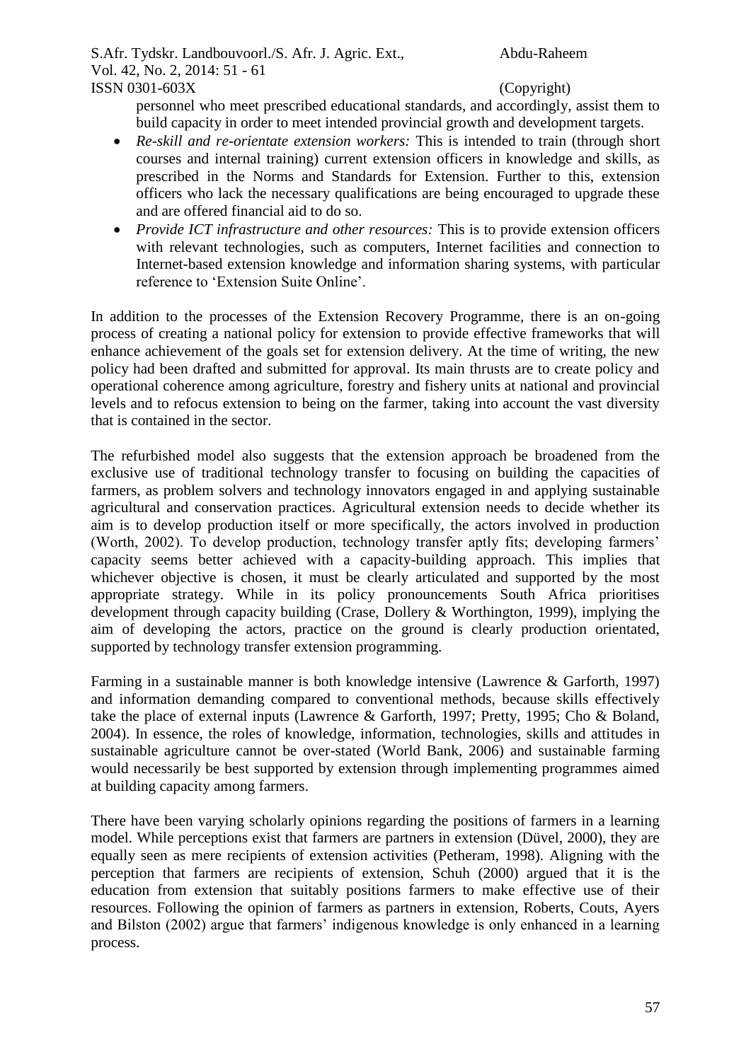personnel who meet prescribed educational standards, and accordingly, assist them to build capacity in order to meet intended provincial growth and development targets.

- *Re-skill and re-orientate extension workers:* This is intended to train (through short courses and internal training) current extension officers in knowledge and skills, as prescribed in the Norms and Standards for Extension. Further to this, extension officers who lack the necessary qualifications are being encouraged to upgrade these and are offered financial aid to do so.
- *Provide ICT infrastructure and other resources:* This is to provide extension officers with relevant technologies, such as computers, Internet facilities and connection to Internet-based extension knowledge and information sharing systems, with particular reference to 'Extension Suite Online'.

In addition to the processes of the Extension Recovery Programme, there is an on-going process of creating a national policy for extension to provide effective frameworks that will enhance achievement of the goals set for extension delivery. At the time of writing, the new policy had been drafted and submitted for approval. Its main thrusts are to create policy and operational coherence among agriculture, forestry and fishery units at national and provincial levels and to refocus extension to being on the farmer, taking into account the vast diversity that is contained in the sector.

The refurbished model also suggests that the extension approach be broadened from the exclusive use of traditional technology transfer to focusing on building the capacities of farmers, as problem solvers and technology innovators engaged in and applying sustainable agricultural and conservation practices. Agricultural extension needs to decide whether its aim is to develop production itself or more specifically, the actors involved in production (Worth, 2002). To develop production, technology transfer aptly fits; developing farmers' capacity seems better achieved with a capacity-building approach. This implies that whichever objective is chosen, it must be clearly articulated and supported by the most appropriate strategy. While in its policy pronouncements South Africa prioritises development through capacity building (Crase, Dollery & Worthington, 1999), implying the aim of developing the actors, practice on the ground is clearly production orientated, supported by technology transfer extension programming.

Farming in a sustainable manner is both knowledge intensive (Lawrence & Garforth, 1997) and information demanding compared to conventional methods, because skills effectively take the place of external inputs (Lawrence & Garforth, 1997; Pretty, 1995; Cho & Boland, 2004). In essence, the roles of knowledge, information, technologies, skills and attitudes in sustainable agriculture cannot be over-stated (World Bank, 2006) and sustainable farming would necessarily be best supported by extension through implementing programmes aimed at building capacity among farmers.

There have been varying scholarly opinions regarding the positions of farmers in a learning model. While perceptions exist that farmers are partners in extension (Düvel, 2000), they are equally seen as mere recipients of extension activities (Petheram, 1998). Aligning with the perception that farmers are recipients of extension, Schuh (2000) argued that it is the education from extension that suitably positions farmers to make effective use of their resources. Following the opinion of farmers as partners in extension, Roberts, Couts, Ayers and Bilston (2002) argue that farmers' indigenous knowledge is only enhanced in a learning process.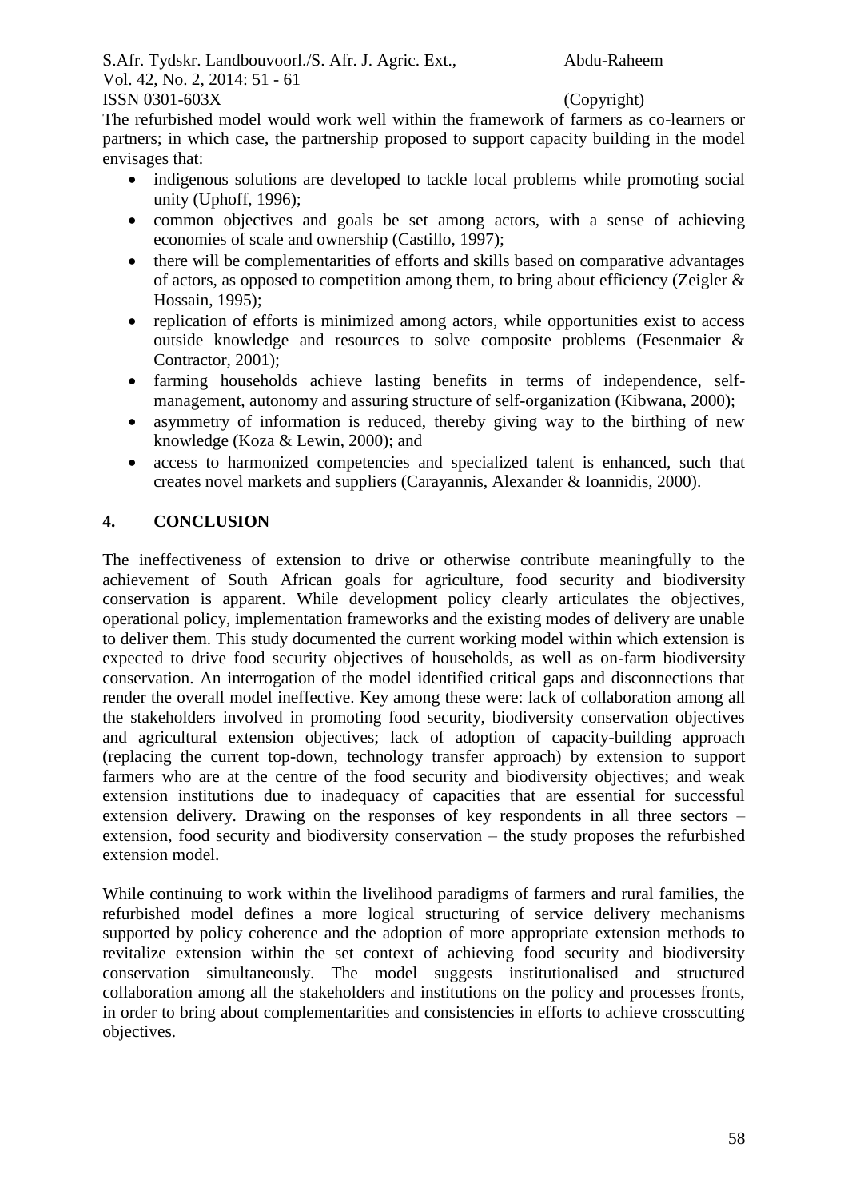The refurbished model would work well within the framework of farmers as co-learners or partners; in which case, the partnership proposed to support capacity building in the model envisages that:

- indigenous solutions are developed to tackle local problems while promoting social unity (Uphoff, 1996);
- common objectives and goals be set among actors, with a sense of achieving economies of scale and ownership (Castillo, 1997);
- there will be complementarities of efforts and skills based on comparative advantages of actors, as opposed to competition among them, to bring about efficiency (Zeigler & Hossain, 1995);
- replication of efforts is minimized among actors, while opportunities exist to access outside knowledge and resources to solve composite problems (Fesenmaier & Contractor, 2001);
- farming households achieve lasting benefits in terms of independence, self-management, autonomy and assuring structure of self-organization (Kibwana, 2000);
- asymmetry of information is reduced, thereby giving way to the birthing of new knowledge (Koza & Lewin, 2000); and
- access to harmonized competencies and specialized talent is enhanced, such that creates novel markets and suppliers (Carayannis, Alexander & Ioannidis, 2000).

## 4. CONCLUSION

The ineffectiveness of extension to drive or otherwise contribute meaningfully to the achievement of South African goals for agriculture, food security and biodiversity conservation is apparent. While development policy clearly articulates the objectives, operational policy, implementation frameworks and the existing modes of delivery are unable to deliver them. This study documented the current working model within which extension is expected to drive food security objectives of households, as well as on-farm biodiversity conservation. An interrogation of the model identified critical gaps and disconnections that render the overall model ineffective. Key among these were: lack of collaboration among all the stakeholders involved in promoting food security, biodiversity conservation objectives and agricultural extension objectives; lack of adoption of capacity-building approach (replacing the current top-down, technology transfer approach) by extension to support farmers who are at the centre of the food security and biodiversity objectives; and weak extension institutions due to inadequacy of capacities that are essential for successful extension delivery. Drawing on the responses of key respondents in all three sectors – extension, food security and biodiversity conservation – the study proposes the refurbished extension model.

While continuing to work within the livelihood paradigms of farmers and rural families, the refurbished model defines a more logical structuring of service delivery mechanisms supported by policy coherence and the adoption of more appropriate extension methods to revitalize extension within the set context of achieving food security and biodiversity conservation simultaneously. The model suggests institutionalised and structured collaboration among all the stakeholders and institutions on the policy and processes fronts, in order to bring about complementarities and consistencies in efforts to achieve crosscutting objectives.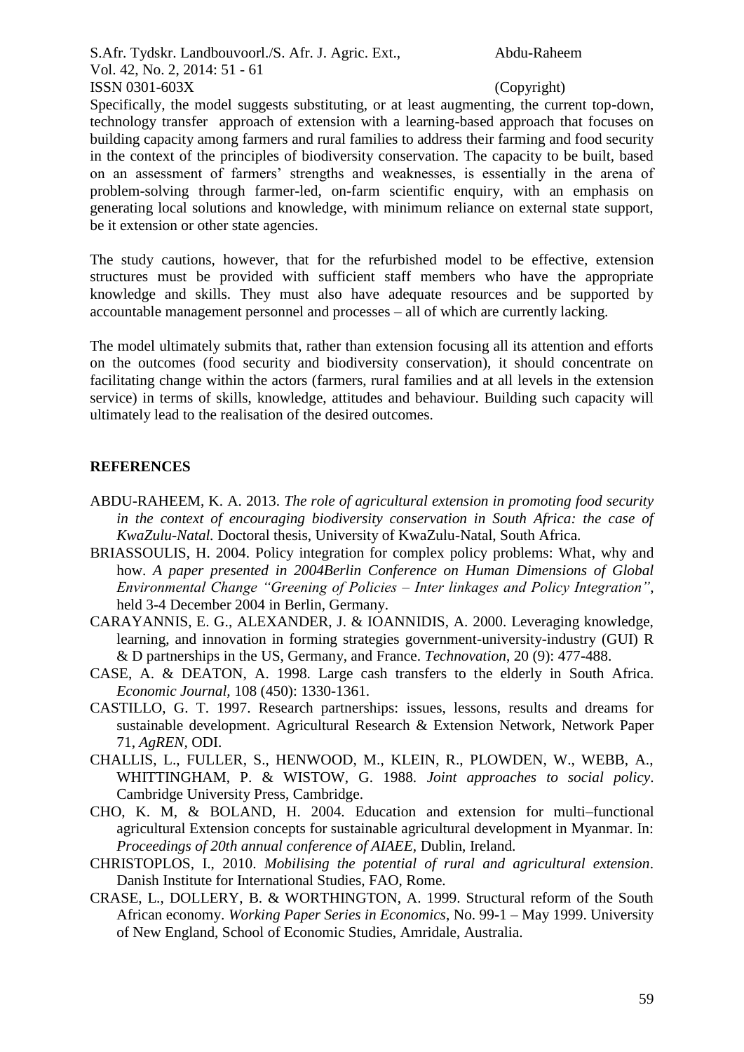Specifically, the model suggests substituting, or at least augmenting, the current top-down, technology transfer approach of extension with a learning-based approach that focuses on building capacity among farmers and rural families to address their farming and food security in the context of the principles of biodiversity conservation. The capacity to be built, based on an assessment of farmers' strengths and weaknesses, is essentially in the arena of problem-solving through farmer-led, on-farm scientific enquiry, with an emphasis on generating local solutions and knowledge, with minimum reliance on external state support, be it extension or other state agencies.

The study cautions, however, that for the refurbished model to be effective, extension structures must be provided with sufficient staff members who have the appropriate knowledge and skills. They must also have adequate resources and be supported by accountable management personnel and processes – all of which are currently lacking.

The model ultimately submits that, rather than extension focusing all its attention and efforts on the outcomes (food security and biodiversity conservation), it should concentrate on facilitating change within the actors (farmers, rural families and at all levels in the extension service) in terms of skills, knowledge, attitudes and behaviour. Building such capacity will ultimately lead to the realisation of the desired outcomes.

## REFERENCES

ABDU-RAHEEM, K. A. 2013. *The role of agricultural extension in promoting food security in the context of encouraging biodiversity conservation in South Africa: the case of KwaZulu-Natal.* Doctoral thesis, University of KwaZulu-Natal, South Africa.

BRIASSOULIS, H. 2004. Policy integration for complex policy problems: What, why and how. *A paper presented in 2004Berlin Conference on Human Dimensions of Global Environmental Change "Greening of Policies – Inter linkages and Policy Integration"*, held 3-4 December 2004 in Berlin, Germany.

CARAYANNIS, E. G., ALEXANDER, J. & IOANNIDIS, A. 2000. Leveraging knowledge, learning, and innovation in forming strategies government-university-industry (GUI) R & D partnerships in the US, Germany, and France. *Technovation*, 20 (9): 477-488.

CASE, A. & DEATON, A. 1998. Large cash transfers to the elderly in South Africa. *Economic Journal*, 108 (450): 1330-1361.

CASTILLO, G. T. 1997. Research partnerships: issues, lessons, results and dreams for sustainable development. Agricultural Research & Extension Network, Network Paper 71, *AgREN*, ODI.

CHALLIS, L., FULLER, S., HENWOOD, M., KLEIN, R., PLOWDEN, W., WEBB, A., WHITTINGHAM, P. & WISTOW, G. 1988. *Joint approaches to social policy*. Cambridge University Press, Cambridge.

CHO, K. M, & BOLAND, H. 2004. Education and extension for multi–functional agricultural Extension concepts for sustainable agricultural development in Myanmar. In: *Proceedings of 20th annual conference of AIAEE*, Dublin, Ireland.

CHRISTOPLOS, I., 2010. *Mobilising the potential of rural and agricultural extension*. Danish Institute for International Studies, FAO, Rome.

CRASE, L., DOLLERY, B. & WORTHINGTON, A. 1999. Structural reform of the South African economy. *Working Paper Series in Economics*, No. 99-1 – May 1999. University of New England, School of Economic Studies, Amridale, Australia.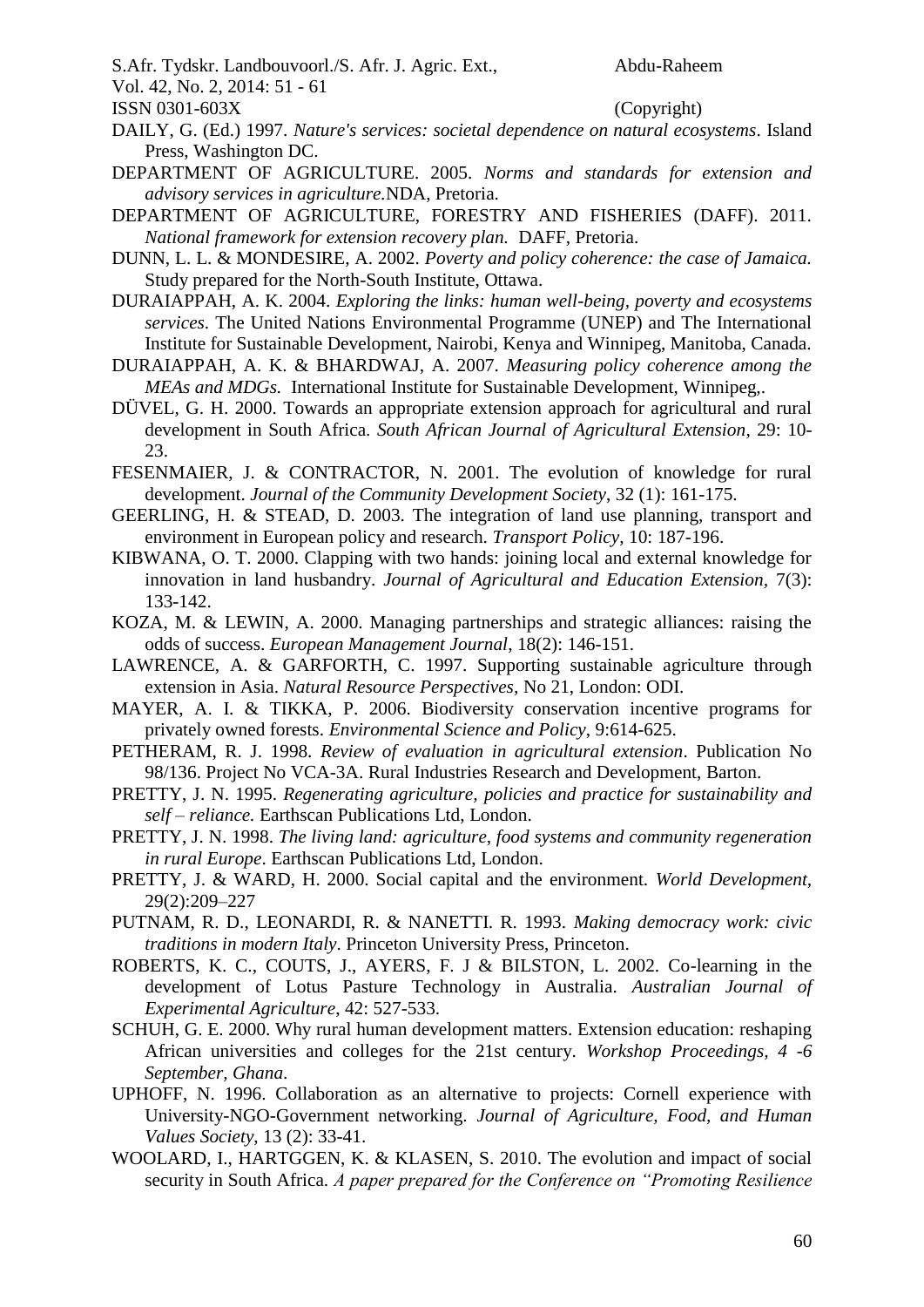DAILY, G. (Ed.) 1997. *Nature's services: societal dependence on natural ecosystems*. Island Press, Washington DC.

DEPARTMENT OF AGRICULTURE. 2005. *Norms and standards for extension and advisory services in agriculture.*NDA, Pretoria.

DEPARTMENT OF AGRICULTURE, FORESTRY AND FISHERIES (DAFF). 2011. *National framework for extension recovery plan.* DAFF, Pretoria.

DUNN, L. L. & MONDESIRE, A. 2002. *Poverty and policy coherence: the case of Jamaica.* Study prepared for the North-South Institute, Ottawa.

DURAIAPPAH, A. K. 2004. *Exploring the links: human well-being, poverty and ecosystems services*. The United Nations Environmental Programme (UNEP) and The International Institute for Sustainable Development, Nairobi, Kenya and Winnipeg, Manitoba, Canada.

DURAIAPPAH, A. K. & BHARDWAJ, A. 2007. *Measuring policy coherence among the MEAs and MDGs.* International Institute for Sustainable Development, Winnipeg,.

DÜVEL, G. H. 2000. Towards an appropriate extension approach for agricultural and rural development in South Africa. *South African Journal of Agricultural Extension*, 29: 10-23.

FESENMAIER, J. & CONTRACTOR, N. 2001. The evolution of knowledge for rural development. *Journal of the Community Development Society*, 32 (1): 161-175.

GEERLING, H. & STEAD, D. 2003. The integration of land use planning, transport and environment in European policy and research. *Transport Policy*, 10: 187-196.

KIBWANA, O. T. 2000. Clapping with two hands: joining local and external knowledge for innovation in land husbandry. *Journal of Agricultural and Education Extension*, 7(3): 133-142.

KOZA, M. & LEWIN, A. 2000. Managing partnerships and strategic alliances: raising the odds of success. *European Management Journal*, 18(2): 146-151.

LAWRENCE, A. & GARFORTH, C. 1997. Supporting sustainable agriculture through extension in Asia. *Natural Resource Perspectives*, No 21, London: ODI.

MAYER, A. I. & TIKKA, P. 2006. Biodiversity conservation incentive programs for privately owned forests. *Environmental Science and Policy*, 9:614-625.

PETHERAM, R. J. 1998. *Review of evaluation in agricultural extension*. Publication No 98/136. Project No VCA-3A. Rural Industries Research and Development, Barton.

PRETTY, J. N. 1995. *Regenerating agriculture, policies and practice for sustainability and self – reliance.* Earthscan Publications Ltd, London.

PRETTY, J. N. 1998. *The living land: agriculture, food systems and community regeneration in rural Europe*. Earthscan Publications Ltd, London.

PRETTY, J. & WARD, H. 2000. Social capital and the environment. *World Development*, 29(2):209–227

PUTNAM, R. D., LEONARDI, R. & NANETTI. R. 1993. *Making democracy work: civic traditions in modern Italy*. Princeton University Press, Princeton.

ROBERTS, K. C., COUTS, J., AYERS, F. J & BILSTON, L. 2002. Co-learning in the development of Lotus Pasture Technology in Australia. *Australian Journal of Experimental Agriculture*, 42: 527-533.

SCHUH, G. E. 2000. Why rural human development matters. Extension education: reshaping African universities and colleges for the 21st century. *Workshop Proceedings, 4 -6 September, Ghana*.

UPHOFF, N. 1996. Collaboration as an alternative to projects: Cornell experience with University-NGO-Government networking. *Journal of Agriculture, Food, and Human Values Society*, 13 (2): 33-41.

WOOLARD, I., HARTGGEN, K. & KLASEN, S. 2010. The evolution and impact of social security in South Africa. *A paper prepared for the Conference on "Promoting Resilience*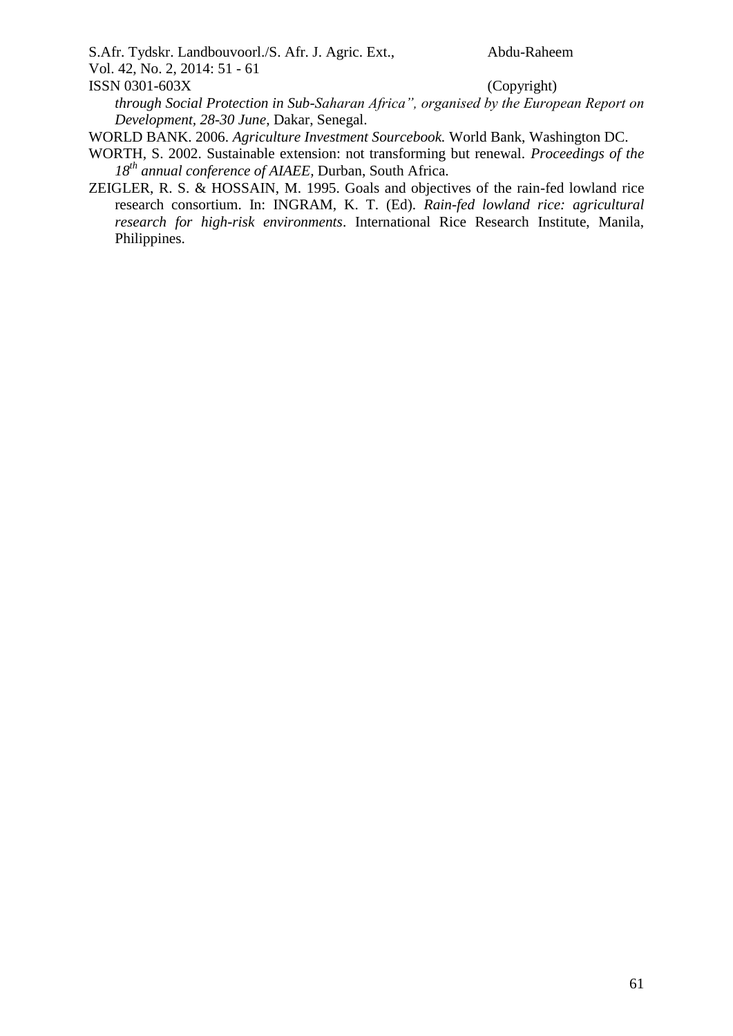*through Social Protection in Sub-Saharan Africa", organised by the European Report on Development, 28-30 June*, Dakar, Senegal.

WORLD BANK. 2006. *Agriculture Investment Sourcebook.* World Bank, Washington DC.

WORTH, S. 2002. Sustainable extension: not transforming but renewal. *Proceedings of the 18th annual conference of AIAEE,* Durban, South Africa.

ZEIGLER, R. S. & HOSSAIN, M. 1995. Goals and objectives of the rain-fed lowland rice research consortium. In: INGRAM, K. T. (Ed). *Rain-fed lowland rice: agricultural research for high-risk environments*. International Rice Research Institute, Manila, Philippines.